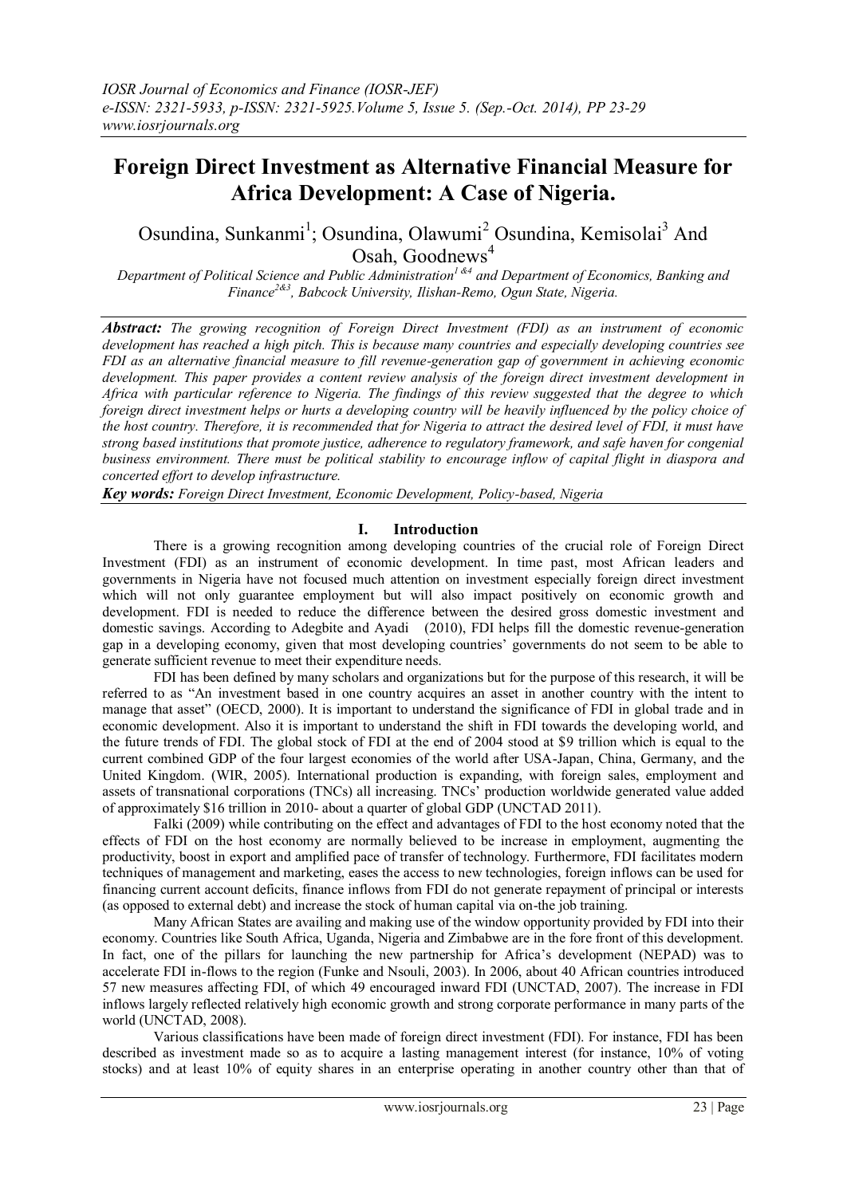# Foreign Direct Investment as Alternative Financial Measure for Africa Development: A Case of Nigeria.

Osundina, Sunkanmi[1]; Osundina, Olawumi[2] Osundina, Kemisolai[3] And Osah, Goodnews[4]

*Department of Political Science and Public Administration[1 &4] and Department of Economics, Banking and Finance[2&3], Babcock University, Ilishan-Remo, Ogun State, Nigeria.*

***Abstract:*** *The growing recognition of Foreign Direct Investment (FDI) as an instrument of economic development has reached a high pitch. This is because many countries and especially developing countries see FDI as an alternative financial measure to fill revenue-generation gap of government in achieving economic development. This paper provides a content review analysis of the foreign direct investment development in Africa with particular reference to Nigeria. The findings of this review suggested that the degree to which foreign direct investment helps or hurts a developing country will be heavily influenced by the policy choice of the host country. Therefore, it is recommended that for Nigeria to attract the desired level of FDI, it must have strong based institutions that promote justice, adherence to regulatory framework, and safe haven for congenial business environment. There must be political stability to encourage inflow of capital flight in diaspora and concerted effort to develop infrastructure.*

***Key words:*** *Foreign Direct Investment, Economic Development, Policy-based, Nigeria*

## I. Introduction

There is a growing recognition among developing countries of the crucial role of Foreign Direct Investment (FDI) as an instrument of economic development. In time past, most African leaders and governments in Nigeria have not focused much attention on investment especially foreign direct investment which will not only guarantee employment but will also impact positively on economic growth and development. FDI is needed to reduce the difference between the desired gross domestic investment and domestic savings. According to Adegbite and Ayadi (2010), FDI helps fill the domestic revenue-generation gap in a developing economy, given that most developing countries' governments do not seem to be able to generate sufficient revenue to meet their expenditure needs.

FDI has been defined by many scholars and organizations but for the purpose of this research, it will be referred to as "An investment based in one country acquires an asset in another country with the intent to manage that asset" (OECD, 2000). It is important to understand the significance of FDI in global trade and in economic development. Also it is important to understand the shift in FDI towards the developing world, and the future trends of FDI. The global stock of FDI at the end of 2004 stood at $9 trillion which is equal to the current combined GDP of the four largest economies of the world after USA-Japan, China, Germany, and the United Kingdom. (WIR, 2005). International production is expanding, with foreign sales, employment and assets of transnational corporations (TNCs) all increasing. TNCs' production worldwide generated value added of approximately $16 trillion in 2010- about a quarter of global GDP (UNCTAD 2011).

Falki (2009) while contributing on the effect and advantages of FDI to the host economy noted that the effects of FDI on the host economy are normally believed to be increase in employment, augmenting the productivity, boost in export and amplified pace of transfer of technology. Furthermore, FDI facilitates modern techniques of management and marketing, eases the access to new technologies, foreign inflows can be used for financing current account deficits, finance inflows from FDI do not generate repayment of principal or interests (as opposed to external debt) and increase the stock of human capital via on-the job training.

Many African States are availing and making use of the window opportunity provided by FDI into their economy. Countries like South Africa, Uganda, Nigeria and Zimbabwe are in the fore front of this development. In fact, one of the pillars for launching the new partnership for Africa's development (NEPAD) was to accelerate FDI in-flows to the region (Funke and Nsouli, 2003). In 2006, about 40 African countries introduced 57 new measures affecting FDI, of which 49 encouraged inward FDI (UNCTAD, 2007). The increase in FDI inflows largely reflected relatively high economic growth and strong corporate performance in many parts of the world (UNCTAD, 2008).

Various classifications have been made of foreign direct investment (FDI). For instance, FDI has been described as investment made so as to acquire a lasting management interest (for instance, 10% of voting stocks) and at least 10% of equity shares in an enterprise operating in another country other than that of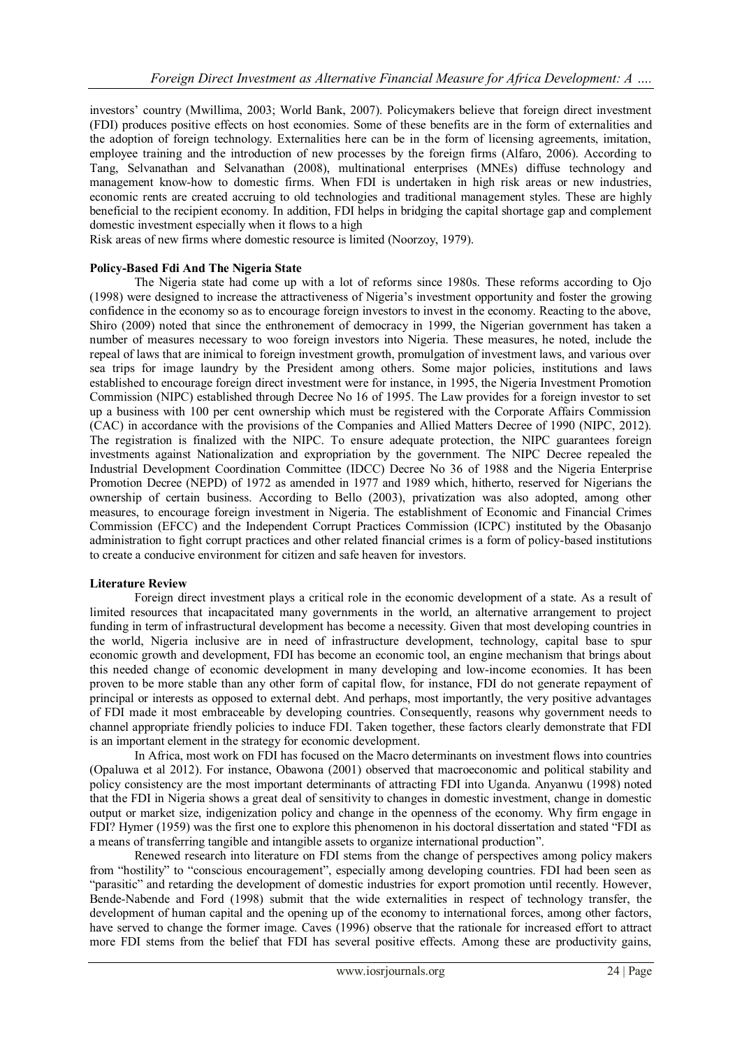investors' country (Mwillima, 2003; World Bank, 2007). Policymakers believe that foreign direct investment (FDI) produces positive effects on host economies. Some of these benefits are in the form of externalities and the adoption of foreign technology. Externalities here can be in the form of licensing agreements, imitation, employee training and the introduction of new processes by the foreign firms (Alfaro, 2006). According to Tang, Selvanathan and Selvanathan (2008), multinational enterprises (MNEs) diffuse technology and management know-how to domestic firms. When FDI is undertaken in high risk areas or new industries, economic rents are created accruing to old technologies and traditional management styles. These are highly beneficial to the recipient economy. In addition, FDI helps in bridging the capital shortage gap and complement domestic investment especially when it flows to a high
Risk areas of new firms where domestic resource is limited (Noorzoy, 1979).

**Policy-Based Fdi And The Nigeria State**

The Nigeria state had come up with a lot of reforms since 1980s. These reforms according to Ojo (1998) were designed to increase the attractiveness of Nigeria's investment opportunity and foster the growing confidence in the economy so as to encourage foreign investors to invest in the economy. Reacting to the above, Shiro (2009) noted that since the enthronement of democracy in 1999, the Nigerian government has taken a number of measures necessary to woo foreign investors into Nigeria. These measures, he noted, include the repeal of laws that are inimical to foreign investment growth, promulgation of investment laws, and various over sea trips for image laundry by the President among others. Some major policies, institutions and laws established to encourage foreign direct investment were for instance, in 1995, the Nigeria Investment Promotion Commission (NIPC) established through Decree No 16 of 1995. The Law provides for a foreign investor to set up a business with 100 per cent ownership which must be registered with the Corporate Affairs Commission (CAC) in accordance with the provisions of the Companies and Allied Matters Decree of 1990 (NIPC, 2012). The registration is finalized with the NIPC. To ensure adequate protection, the NIPC guarantees foreign investments against Nationalization and expropriation by the government. The NIPC Decree repealed the Industrial Development Coordination Committee (IDCC) Decree No 36 of 1988 and the Nigeria Enterprise Promotion Decree (NEPD) of 1972 as amended in 1977 and 1989 which, hitherto, reserved for Nigerians the ownership of certain business. According to Bello (2003), privatization was also adopted, among other measures, to encourage foreign investment in Nigeria. The establishment of Economic and Financial Crimes Commission (EFCC) and the Independent Corrupt Practices Commission (ICPC) instituted by the Obasanjo administration to fight corrupt practices and other related financial crimes is a form of policy-based institutions to create a conducive environment for citizen and safe heaven for investors.

**Literature Review**

Foreign direct investment plays a critical role in the economic development of a state. As a result of limited resources that incapacitated many governments in the world, an alternative arrangement to project funding in term of infrastructural development has become a necessity. Given that most developing countries in the world, Nigeria inclusive are in need of infrastructure development, technology, capital base to spur economic growth and development, FDI has become an economic tool, an engine mechanism that brings about this needed change of economic development in many developing and low-income economies. It has been proven to be more stable than any other form of capital flow, for instance, FDI do not generate repayment of principal or interests as opposed to external debt. And perhaps, most importantly, the very positive advantages of FDI made it most embraceable by developing countries. Consequently, reasons why government needs to channel appropriate friendly policies to induce FDI. Taken together, these factors clearly demonstrate that FDI is an important element in the strategy for economic development.

In Africa, most work on FDI has focused on the Macro determinants on investment flows into countries (Opaluwa et al 2012). For instance, Obawona (2001) observed that macroeconomic and political stability and policy consistency are the most important determinants of attracting FDI into Uganda. Anyanwu (1998) noted that the FDI in Nigeria shows a great deal of sensitivity to changes in domestic investment, change in domestic output or market size, indigenization policy and change in the openness of the economy. Why firm engage in FDI? Hymer (1959) was the first one to explore this phenomenon in his doctoral dissertation and stated "FDI as a means of transferring tangible and intangible assets to organize international production".

Renewed research into literature on FDI stems from the change of perspectives among policy makers from "hostility" to "conscious encouragement", especially among developing countries. FDI had been seen as "parasitic" and retarding the development of domestic industries for export promotion until recently. However, Bende-Nabende and Ford (1998) submit that the wide externalities in respect of technology transfer, the development of human capital and the opening up of the economy to international forces, among other factors, have served to change the former image. Caves (1996) observe that the rationale for increased effort to attract more FDI stems from the belief that FDI has several positive effects. Among these are productivity gains,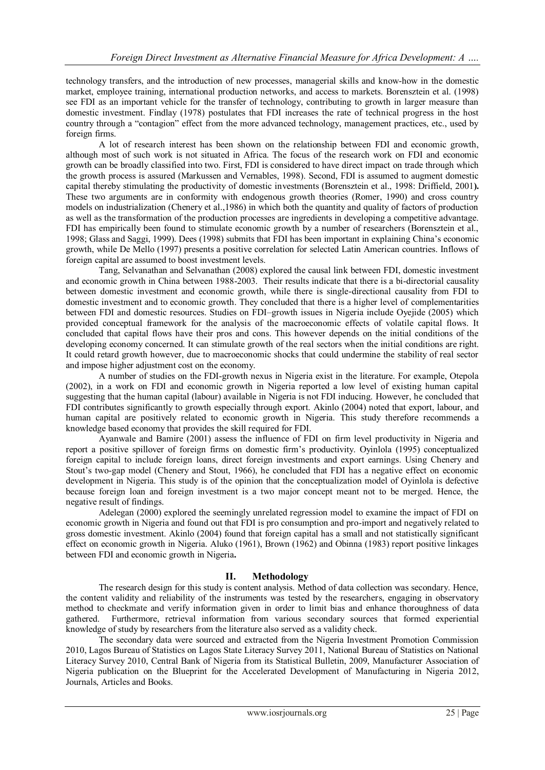technology transfers, and the introduction of new processes, managerial skills and know-how in the domestic market, employee training, international production networks, and access to markets. Borensztein et al. (1998) see FDI as an important vehicle for the transfer of technology, contributing to growth in larger measure than domestic investment. Findlay (1978) postulates that FDI increases the rate of technical progress in the host country through a "contagion" effect from the more advanced technology, management practices, etc., used by foreign firms.

A lot of research interest has been shown on the relationship between FDI and economic growth, although most of such work is not situated in Africa. The focus of the research work on FDI and economic growth can be broadly classified into two. First, FDI is considered to have direct impact on trade through which the growth process is assured (Markussen and Vernables, 1998). Second, FDI is assumed to augment domestic capital thereby stimulating the productivity of domestic investments (Borensztein et al., 1998: Driffield, 2001**).** These two arguments are in conformity with endogenous growth theories (Romer, 1990) and cross country models on industrialization (Chenery et al.,1986) in which both the quantity and quality of factors of production as well as the transformation of the production processes are ingredients in developing a competitive advantage. FDI has empirically been found to stimulate economic growth by a number of researchers (Borensztein et al., 1998; Glass and Saggi, 1999). Dees (1998) submits that FDI has been important in explaining China's economic growth, while De Mello (1997) presents a positive correlation for selected Latin American countries. Inflows of foreign capital are assumed to boost investment levels.

Tang, Selvanathan and Selvanathan (2008) explored the causal link between FDI, domestic investment and economic growth in China between 1988-2003. Their results indicate that there is a bi-directorial causality between domestic investment and economic growth, while there is single-directional causality from FDI to domestic investment and to economic growth. They concluded that there is a higher level of complementarities between FDI and domestic resources. Studies on FDI–growth issues in Nigeria include Oyejide (2005) which provided conceptual framework for the analysis of the macroeconomic effects of volatile capital flows. It concluded that capital flows have their pros and cons. This however depends on the initial conditions of the developing economy concerned. It can stimulate growth of the real sectors when the initial conditions are right. It could retard growth however, due to macroeconomic shocks that could undermine the stability of real sector and impose higher adjustment cost on the economy.

A number of studies on the FDI-growth nexus in Nigeria exist in the literature. For example, Otepola (2002), in a work on FDI and economic growth in Nigeria reported a low level of existing human capital suggesting that the human capital (labour) available in Nigeria is not FDI inducing. However, he concluded that FDI contributes significantly to growth especially through export. Akinlo (2004) noted that export, labour, and human capital are positively related to economic growth in Nigeria. This study therefore recommends a knowledge based economy that provides the skill required for FDI.

Ayanwale and Bamire (2001) assess the influence of FDI on firm level productivity in Nigeria and report a positive spillover of foreign firms on domestic firm's productivity. Oyinlola (1995) conceptualized foreign capital to include foreign loans, direct foreign investments and export earnings. Using Chenery and Stout's two-gap model (Chenery and Stout, 1966), he concluded that FDI has a negative effect on economic development in Nigeria. This study is of the opinion that the conceptualization model of Oyinlola is defective because foreign loan and foreign investment is a two major concept meant not to be merged. Hence, the negative result of findings.

Adelegan (2000) explored the seemingly unrelated regression model to examine the impact of FDI on economic growth in Nigeria and found out that FDI is pro consumption and pro-import and negatively related to gross domestic investment. Akinlo (2004) found that foreign capital has a small and not statistically significant effect on economic growth in Nigeria. Aluko (1961), Brown (1962) and Obinna (1983) report positive linkages between FDI and economic growth in Nigeria**.**

## II. Methodology

The research design for this study is content analysis. Method of data collection was secondary. Hence, the content validity and reliability of the instruments was tested by the researchers, engaging in observatory method to checkmate and verify information given in order to limit bias and enhance thoroughness of data gathered. Furthermore, retrieval information from various secondary sources that formed experiential knowledge of study by researchers from the literature also served as a validity check.

The secondary data were sourced and extracted from the Nigeria Investment Promotion Commission 2010, Lagos Bureau of Statistics on Lagos State Literacy Survey 2011, National Bureau of Statistics on National Literacy Survey 2010, Central Bank of Nigeria from its Statistical Bulletin, 2009, Manufacturer Association of Nigeria publication on the Blueprint for the Accelerated Development of Manufacturing in Nigeria 2012, Journals, Articles and Books.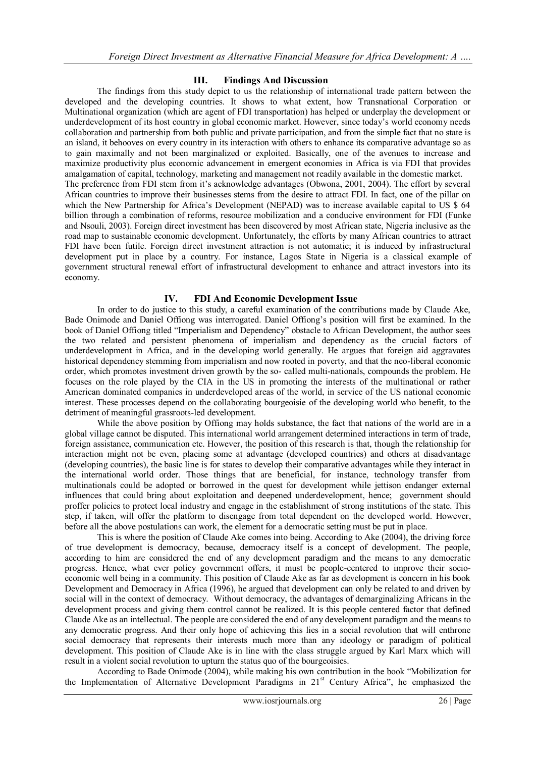## III. Findings And Discussion

The findings from this study depict to us the relationship of international trade pattern between the developed and the developing countries. It shows to what extent, how Transnational Corporation or Multinational organization (which are agent of FDI transportation) has helped or underplay the development or underdevelopment of its host country in global economic market. However, since today's world economy needs collaboration and partnership from both public and private participation, and from the simple fact that no state is an island, it behooves on every country in its interaction with others to enhance its comparative advantage so as to gain maximally and not been marginalized or exploited. Basically, one of the avenues to increase and maximize productivity plus economic advancement in emergent economies in Africa is via FDI that provides amalgamation of capital, technology, marketing and management not readily available in the domestic market.

The preference from FDI stem from it's acknowledge advantages (Obwona, 2001, 2004). The effort by several African countries to improve their businesses stems from the desire to attract FDI. In fact, one of the pillar on which the New Partnership for Africa's Development (NEPAD) was to increase available capital to US $ 64 billion through a combination of reforms, resource mobilization and a conducive environment for FDI (Funke and Nsouli, 2003). Foreign direct investment has been discovered by most African state, Nigeria inclusive as the road map to sustainable economic development. Unfortunately, the efforts by many African countries to attract FDI have been futile. Foreign direct investment attraction is not automatic; it is induced by infrastructural development put in place by a country. For instance, Lagos State in Nigeria is a classical example of government structural renewal effort of infrastructural development to enhance and attract investors into its economy.

## IV. FDI And Economic Development Issue

In order to do justice to this study, a careful examination of the contributions made by Claude Ake, Bade Onimode and Daniel Offiong was interrogated. Daniel Offiong's position will first be examined. In the book of Daniel Offiong titled "Imperialism and Dependency" obstacle to African Development, the author sees the two related and persistent phenomena of imperialism and dependency as the crucial factors of underdevelopment in Africa, and in the developing world generally. He argues that foreign aid aggravates historical dependency stemming from imperialism and now rooted in poverty, and that the neo-liberal economic order, which promotes investment driven growth by the so- called multi-nationals, compounds the problem. He focuses on the role played by the CIA in the US in promoting the interests of the multinational or rather American dominated companies in underdeveloped areas of the world, in service of the US national economic interest. These processes depend on the collaborating bourgeoisie of the developing world who benefit, to the detriment of meaningful grassroots-led development.

While the above position by Offiong may holds substance, the fact that nations of the world are in a global village cannot be disputed. This international world arrangement determined interactions in term of trade, foreign assistance, communication etc. However, the position of this research is that, though the relationship for interaction might not be even, placing some at advantage (developed countries) and others at disadvantage (developing countries), the basic line is for states to develop their comparative advantages while they interact in the international world order. Those things that are beneficial, for instance, technology transfer from multinationals could be adopted or borrowed in the quest for development while jettison endanger external influences that could bring about exploitation and deepened underdevelopment, hence; government should proffer policies to protect local industry and engage in the establishment of strong institutions of the state. This step, if taken, will offer the platform to disengage from total dependent on the developed world. However, before all the above postulations can work, the element for a democratic setting must be put in place.

This is where the position of Claude Ake comes into being. According to Ake (2004), the driving force of true development is democracy, because, democracy itself is a concept of development. The people, according to him are considered the end of any development paradigm and the means to any democratic progress. Hence, what ever policy government offers, it must be people-centered to improve their socio-economic well being in a community. This position of Claude Ake as far as development is concern in his book Development and Democracy in Africa (1996), he argued that development can only be related to and driven by social will in the context of democracy. Without democracy, the advantages of demarginalizing Africans in the development process and giving them control cannot be realized. It is this people centered factor that defined Claude Ake as an intellectual. The people are considered the end of any development paradigm and the means to any democratic progress. And their only hope of achieving this lies in a social revolution that will enthrone social democracy that represents their interests much more than any ideology or paradigm of political development. This position of Claude Ake is in line with the class struggle argued by Karl Marx which will result in a violent social revolution to upturn the status quo of the bourgeoisies.

According to Bade Onimode (2004), while making his own contribution in the book "Mobilization for the Implementation of Alternative Development Paradigms in 21st Century Africa", he emphasized the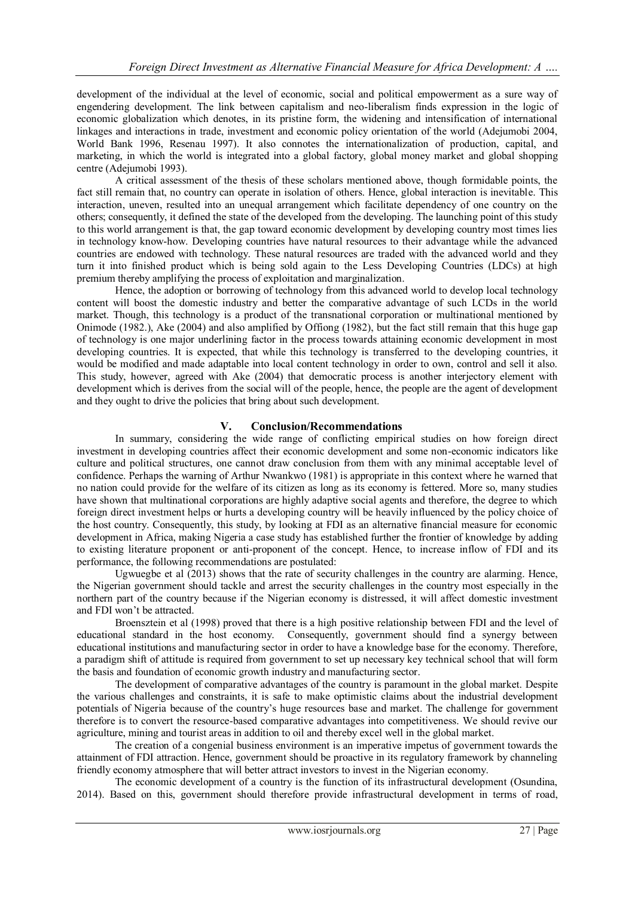development of the individual at the level of economic, social and political empowerment as a sure way of engendering development. The link between capitalism and neo-liberalism finds expression in the logic of economic globalization which denotes, in its pristine form, the widening and intensification of international linkages and interactions in trade, investment and economic policy orientation of the world (Adejumobi 2004, World Bank 1996, Resenau 1997). It also connotes the internationalization of production, capital, and marketing, in which the world is integrated into a global factory, global money market and global shopping centre (Adejumobi 1993).

A critical assessment of the thesis of these scholars mentioned above, though formidable points, the fact still remain that, no country can operate in isolation of others. Hence, global interaction is inevitable. This interaction, uneven, resulted into an unequal arrangement which facilitate dependency of one country on the others; consequently, it defined the state of the developed from the developing. The launching point of this study to this world arrangement is that, the gap toward economic development by developing country most times lies in technology know-how. Developing countries have natural resources to their advantage while the advanced countries are endowed with technology. These natural resources are traded with the advanced world and they turn it into finished product which is being sold again to the Less Developing Countries (LDCs) at high premium thereby amplifying the process of exploitation and marginalization.

Hence, the adoption or borrowing of technology from this advanced world to develop local technology content will boost the domestic industry and better the comparative advantage of such LCDs in the world market. Though, this technology is a product of the transnational corporation or multinational mentioned by Onimode (1982.), Ake (2004) and also amplified by Offiong (1982), but the fact still remain that this huge gap of technology is one major underlining factor in the process towards attaining economic development in most developing countries. It is expected, that while this technology is transferred to the developing countries, it would be modified and made adaptable into local content technology in order to own, control and sell it also. This study, however, agreed with Ake (2004) that democratic process is another interjectory element with development which is derives from the social will of the people, hence, the people are the agent of development and they ought to drive the policies that bring about such development.

## V. Conclusion/Recommendations

In summary, considering the wide range of conflicting empirical studies on how foreign direct investment in developing countries affect their economic development and some non-economic indicators like culture and political structures, one cannot draw conclusion from them with any minimal acceptable level of confidence. Perhaps the warning of Arthur Nwankwo (1981) is appropriate in this context where he warned that no nation could provide for the welfare of its citizen as long as its economy is fettered. More so, many studies have shown that multinational corporations are highly adaptive social agents and therefore, the degree to which foreign direct investment helps or hurts a developing country will be heavily influenced by the policy choice of the host country. Consequently, this study, by looking at FDI as an alternative financial measure for economic development in Africa, making Nigeria a case study has established further the frontier of knowledge by adding to existing literature proponent or anti-proponent of the concept. Hence, to increase inflow of FDI and its performance, the following recommendations are postulated:

Ugwuegbe et al (2013) shows that the rate of security challenges in the country are alarming. Hence, the Nigerian government should tackle and arrest the security challenges in the country most especially in the northern part of the country because if the Nigerian economy is distressed, it will affect domestic investment and FDI won't be attracted.

Broensztein et al (1998) proved that there is a high positive relationship between FDI and the level of educational standard in the host economy. Consequently, government should find a synergy between educational institutions and manufacturing sector in order to have a knowledge base for the economy. Therefore, a paradigm shift of attitude is required from government to set up necessary key technical school that will form the basis and foundation of economic growth industry and manufacturing sector.

The development of comparative advantages of the country is paramount in the global market. Despite the various challenges and constraints, it is safe to make optimistic claims about the industrial development potentials of Nigeria because of the country's huge resources base and market. The challenge for government therefore is to convert the resource-based comparative advantages into competitiveness. We should revive our agriculture, mining and tourist areas in addition to oil and thereby excel well in the global market.

The creation of a congenial business environment is an imperative impetus of government towards the attainment of FDI attraction. Hence, government should be proactive in its regulatory framework by channeling friendly economy atmosphere that will better attract investors to invest in the Nigerian economy.

The economic development of a country is the function of its infrastructural development (Osundina, 2014). Based on this, government should therefore provide infrastructural development in terms of road,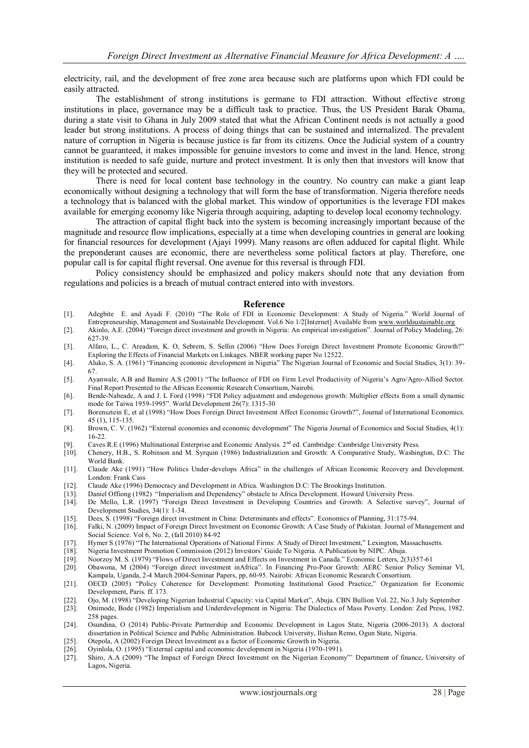electricity, rail, and the development of free zone area because such are platforms upon which FDI could be easily attracted.

The establishment of strong institutions is germane to FDI attraction. Without effective strong institutions in place, governance may be a difficult task to practice. Thus, the US President Barak Obama, during a state visit to Ghana in July 2009 stated that what the African Continent needs is not actually a good leader but strong institutions. A process of doing things that can be sustained and internalized. The prevalent nature of corruption in Nigeria is because justice is far from its citizens. Once the Judicial system of a country cannot be guaranteed, it makes impossible for genuine investors to come and invest in the land. Hence, strong institution is needed to safe guide, nurture and protect investment. It is only then that investors will know that they will be protected and secured.

There is need for local content base technology in the country. No country can make a giant leap economically without designing a technology that will form the base of transformation. Nigeria therefore needs a technology that is balanced with the global market. This window of opportunities is the leverage FDI makes available for emerging economy like Nigeria through acquiring, adapting to develop local economy technology.

The attraction of capital flight back into the system is becoming increasingly important because of the magnitude and resource flow implications, especially at a time when developing countries in general are looking for financial resources for development (Ajayi 1999). Many reasons are often adduced for capital flight. While the preponderant causes are economic, there are nevertheless some political factors at play. Therefore, one popular call is for capital flight reversal. One avenue for this reversal is through FDI.

Policy consistency should be emphasized and policy makers should note that any deviation from regulations and policies is a breach of mutual contract entered into with investors.

## Reference

[1]. Adegbite E. and Ayadi F. (2010) "The Role of FDI in Economic Development: A Study of Nigeria." World Journal of Entrepreneurship, Management and Sustainable Development. Vol.6 No 1/2[Internet] Available from www.worldsustainable.org

[2]. Akinlo, A.E. (2004) "Foreign direct investment and growth in Nigeria: An empirical investigation". Journal of Policy Modeling, 26: 627-39.

[3]. Alfaro, L., C. Areadam, K. O, Sebrem, S. Sellin (2006) "How Does Foreign Direct Investment Promote Economic Growth?" Exploring the Effects of Financial Markets on Linkages. NBER working paper No 12522.

[4]. Aluko, S. A. (1961) "Financing economic development in Nigeria" The Nigerian Journal of Economic and Social Studies, 3(1): 39-67.

[5]. Ayanwale, A.B and Bamire A.S (2001) "The Influence of FDI on Firm Level Productivity of Nigeria's Agro/Agro-Allied Sector. Final Report Presented to the African Economic Research Consortium, Nairobi.

[6]. Bende-Nabeade, A and J. L Ford (1998) "FDI Policy adjustment and endogenous growth: Multiplier effects from a small dynamic mode for Taiwa 1959-1995". World Development 26(7): 1315-30

[7]. Borensztein E, et al (1998) "How Does Foreign Direct Investment Affect Economic Growth?", Journal of International Economics. 45 (1), 115-135.

[8]. Brown, C. V. (1962) "External economies and economic development" The Nigeria Journal of Economics and Social Studies, 4(1): 16-22.

[9]. Caves R.E (1996) Multinational Enterprise and Economic Analysis. 2nd ed. Cambridge: Cambridge University Press.

[10]. Chenery, H.B., S. Robinson and M. Syrquin (1986) Industrialization and Growth: A Comparative Study, Washington, D.C: The World Bank.

[11]. Claude Ake (1991) "How Politics Under-develops Africa" in the challenges of African Economic Recovery and Development. London: Frank Cass

[12]. Claude Ake (1996) Democracy and Development in Africa. Washington D.C: The Brookings Institution.

[13]. Daniel Offiong (1982) "Imperialism and Dependency" obstacle to Africa Development. Howard University Press.

[14]. De Mello, L.R. (1997) "Foreign Direct Investment in Developing Countries and Growth: A Selective survey", Journal of Development Studies, 34(1): 1-34.

[15]. Dees, S. (1998) "Foreign direct investment in China: Determinants and effects". Economics of Planning, 31:175-94.

[16]. Falki, N. (2009) Impact of Foreign Direct Investment on Economic Growth: A Case Study of Pakistan. Journal of Management and Social Science. Vol 6, No. 2, (fall 2010) 84-92

[17]. Hymer S (1976) "The International Operations of National Firms: A Study of Direct Investment," Lexington, Massachusetts.

[18]. Nigeria Investment Promotion Commission (2012) Investors' Guide To Nigeria. A Publication by NIPC. Abuja.

[19]. Noorzoy M. S. (1979) "Flows of Direct Investment and Effects on Investment in Canada." Economic Letters, 2(3)357-61

[20]. Obawona, M (2004) "Foreign direct investment inAfrica". In Financing Pro-Poor Growth: AERC Senior Policy Seminar VI, Kampala, Uganda, 2-4 March 2004-Seminar Papers, pp, 60-95. Nairobi: African Economic Research Consortium.

[21]. OECD (2005) "Policy Coherence for Development: Promoting Institutional Good Practice," Organization for Economic Development, Paris. ff. 173.

[22]. Ojo, M. (1998) "Developing Nigerian Industrial Capacity: via Capital Market", Abuja. CBN Bullion Vol. 22, No.3 July September

[23]. Onimode, Bode (1982) Imperialism and Underdevelopment in Nigeria: The Dialectics of Mass Poverty. London: Zed Press, 1982. 258 pages.

[24]. Osundina, O (2014) Public-Private Partnership and Economic Development in Lagos State, Nigeria (2006-2013). A doctoral dissertation in Political Science and Public Administration. Babcock University, Ilishan Remo, Ogun State, Nigeria.

[25]. Otepola, A (2002) Foreign Direct Investment as a factor of Economic Growth in Nigeria.

[26]. Oyinlola, O. (1995) "External capital and economic development in Nigeria (1970-1991).

[27]. Shiro, A.A (2009) "The Impact of Foreign Direct Investment on the Nigerian Economy"' Department of finance, University of Lagos, Nigeria.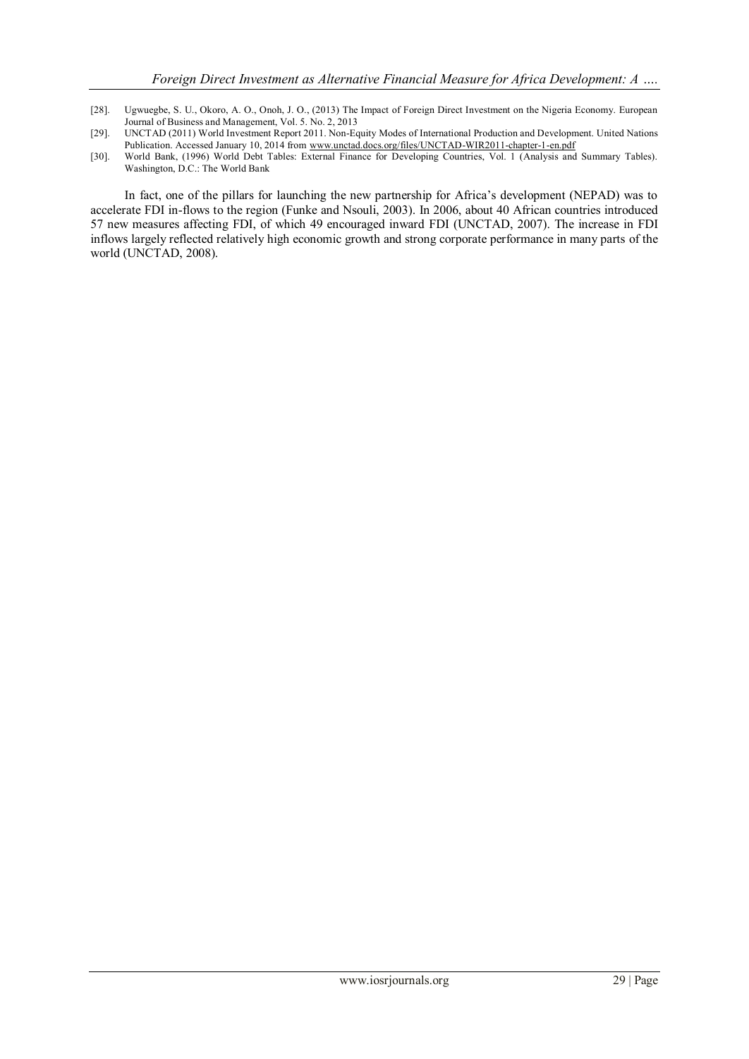[28]. Ugwuegbe, S. U., Okoro, A. O., Onoh, J. O., (2013) The Impact of Foreign Direct Investment on the Nigeria Economy. European Journal of Business and Management, Vol. 5. No. 2, 2013

[29]. UNCTAD (2011) World Investment Report 2011. Non-Equity Modes of International Production and Development. United Nations Publication. Accessed January 10, 2014 from www.unctad.docs.org/files/UNCTAD-WIR2011-chapter-1-en.pdf

[30]. World Bank, (1996) World Debt Tables: External Finance for Developing Countries, Vol. 1 (Analysis and Summary Tables). Washington, D.C.: The World Bank

In fact, one of the pillars for launching the new partnership for Africa's development (NEPAD) was to accelerate FDI in-flows to the region (Funke and Nsouli, 2003). In 2006, about 40 African countries introduced 57 new measures affecting FDI, of which 49 encouraged inward FDI (UNCTAD, 2007). The increase in FDI inflows largely reflected relatively high economic growth and strong corporate performance in many parts of the world (UNCTAD, 2008).